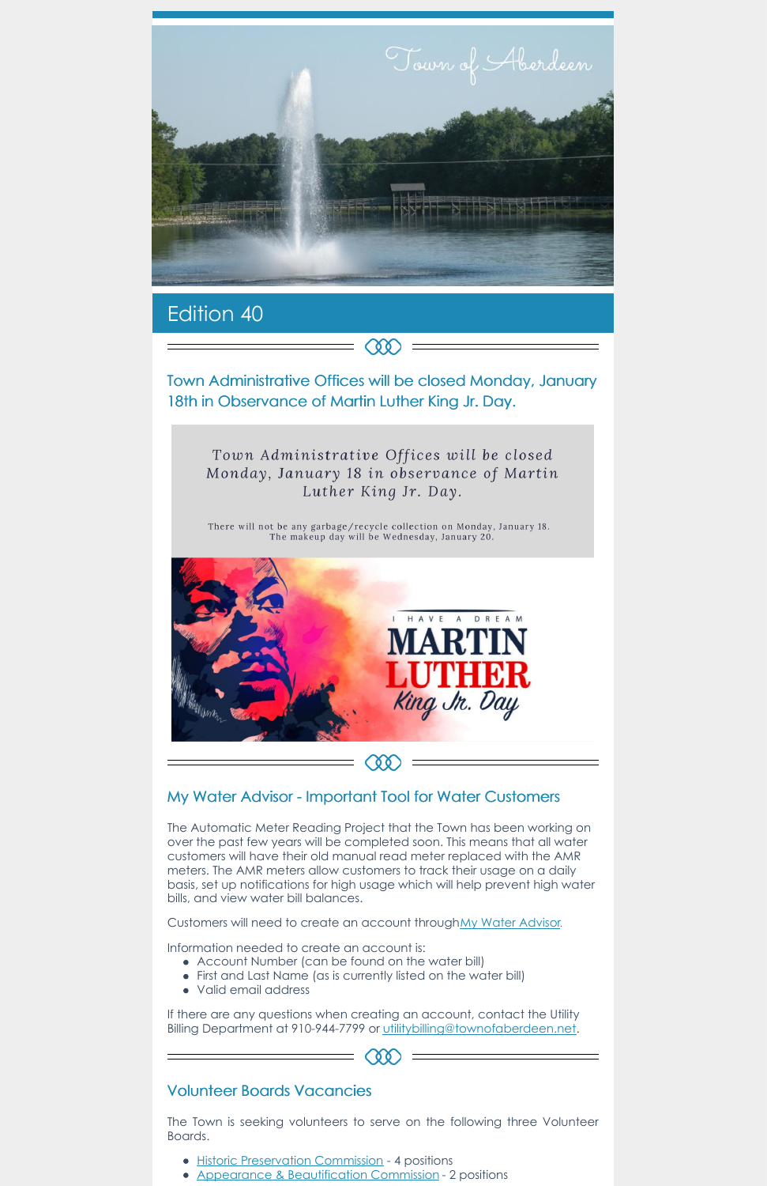Town of Aberdeen

## Edition 40

### Town Administrative Offices will be closed Monday, January 18th in Observance of Martin Luther King Jr. Day.

Town Administrative Offices will be closed Monday, January 18 in observance of Martin Luther King Jr. Day.

There will not be any garbage/recycle collection on Monday, January 18. The makeup day will be Wednesday, January 20.

I HAVE A DREAM
MARTIN LUTHER King Jr. Day

### My Water Advisor - Important Tool for Water Customers

The Automatic Meter Reading Project that the Town has been working on over the past few years will be completed soon. This means that all water customers will have their old manual read meter replaced with the AMR meters. The AMR meters allow customers to track their usage on a daily basis, set up notifications for high usage which will help prevent high water bills, and view water bill balances.

Customers will need to create an account through My Water Advisor.

Information needed to create an account is:

- Account Number (can be found on the water bill)
- First and Last Name (as is currently listed on the water bill)
- Valid email address

If there are any questions when creating an account, contact the Utility Billing Department at 910-944-7799 or utilitybilling@townofaberdeen.net.

### Volunteer Boards Vacancies

The Town is seeking volunteers to serve on the following three Volunteer Boards.

- Historic Preservation Commission - 4 positions
- Appearance & Beautification Commission - 2 positions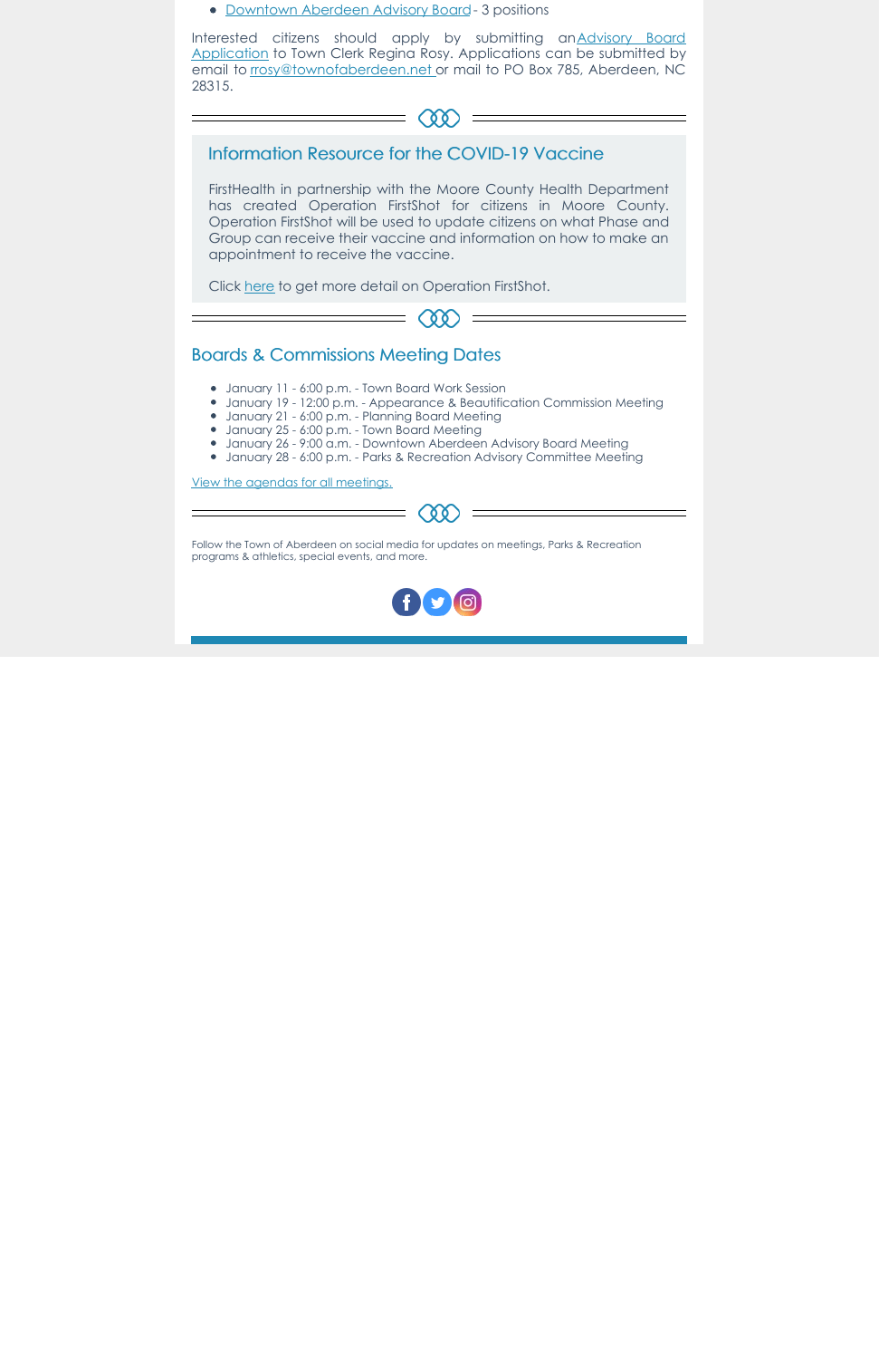- Downtown Aberdeen Advisory Board - 3 positions

Interested citizens should apply by submitting an Advisory Board Application to Town Clerk Regina Rosy. Applications can be submitted by email to rrosy@townofaberdeen.net or mail to PO Box 785, Aberdeen, NC 28315.

## Information Resource for the COVID-19 Vaccine

FirstHealth in partnership with the Moore County Health Department has created Operation FirstShot for citizens in Moore County. Operation FirstShot will be used to update citizens on what Phase and Group can receive their vaccine and information on how to make an appointment to receive the vaccine.

Click here to get more detail on Operation FirstShot.

## Boards & Commissions Meeting Dates

- January 11 - 6:00 p.m. - Town Board Work Session
- January 19 - 12:00 p.m. - Appearance & Beautification Commission Meeting
- January 21 - 6:00 p.m. - Planning Board Meeting
- January 25 - 6:00 p.m. - Town Board Meeting
- January 26 - 9:00 a.m. - Downtown Aberdeen Advisory Board Meeting
- January 28 - 6:00 p.m. - Parks & Recreation Advisory Committee Meeting

View the agendas for all meetings.

Follow the Town of Aberdeen on social media for updates on meetings, Parks & Recreation programs & athletics, special events, and more.